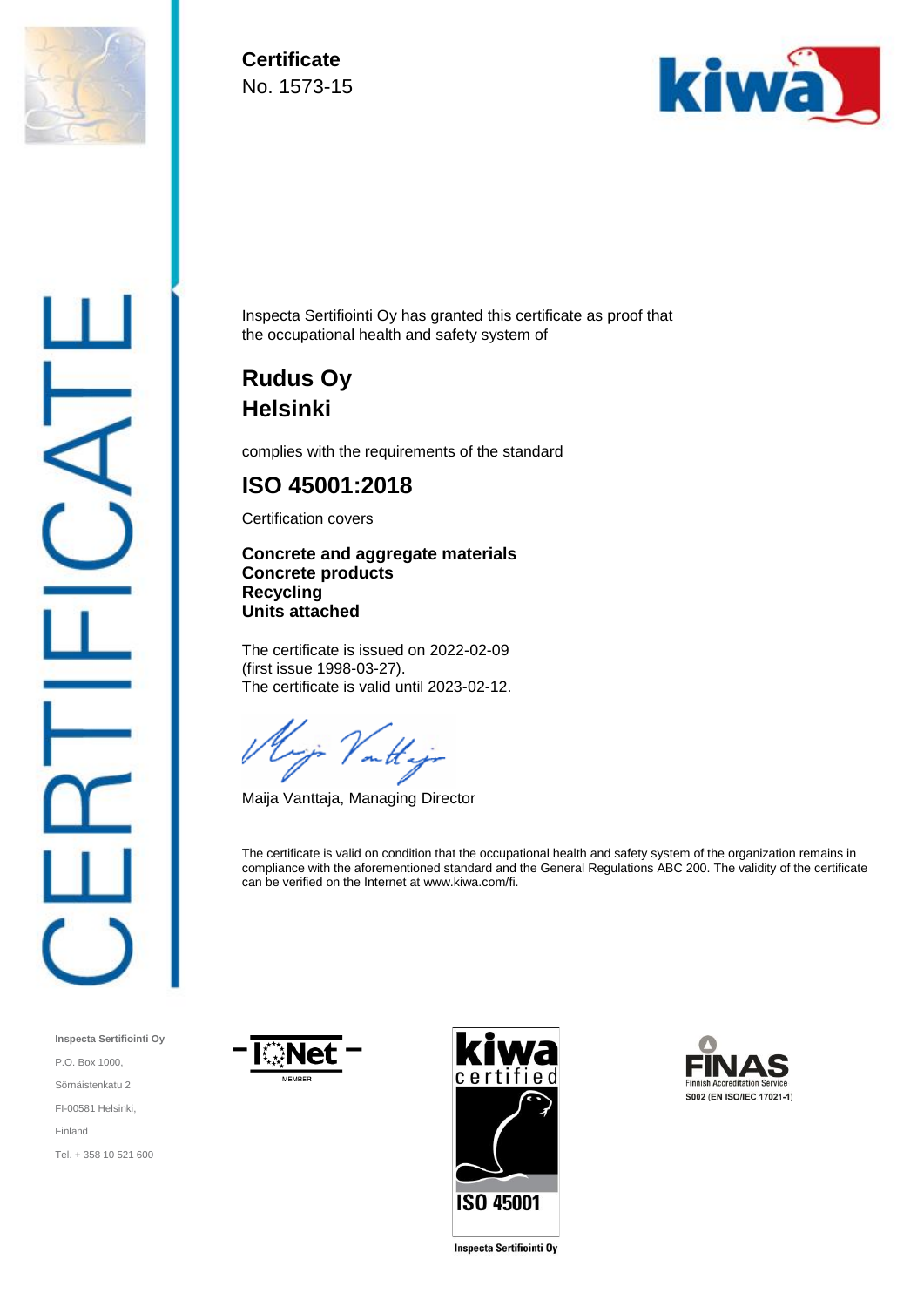**Certificate**
No. 1573-15

CERTIFICATE

Inspecta Sertifiointi Oy has granted this certificate as proof that the occupational health and safety system of

## Rudus Oy
## Helsinki

complies with the requirements of the standard

## ISO 45001:2018

Certification covers

**Concrete and aggregate materials**
**Concrete products**
**Recycling**
**Units attached**

The certificate is issued on 2022-02-09
(first issue 1998-03-27).
The certificate is valid until 2023-02-12.

Maija Vanttaja, Managing Director

The certificate is valid on condition that the occupational health and safety system of the organization remains in compliance with the aforementioned standard and the General Regulations ABC 200. The validity of the certificate can be verified on the Internet at www.kiwa.com/fi.

**Inspecta Sertifiointi Oy**
P.O. Box 1000,
Sörnäistenkatu 2
FI-00581 Helsinki,
Finland
Tel. + 358 10 521 600

IQNet MEMBER

kiwa certified ISO 45001
Inspecta Sertifiointi Oy

FINAS Finnish Accreditation Service
S002 (EN ISO/IEC 17021-1)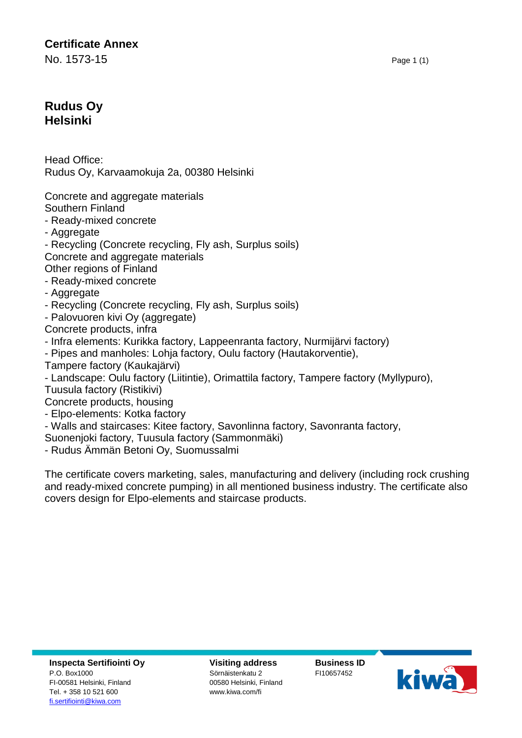**Certificate Annex**
No. 1573-15

## Rudus Oy
## Helsinki

Head Office:
Rudus Oy, Karvaamokuja 2a, 00380 Helsinki

Concrete and aggregate materials
Southern Finland
- Ready-mixed concrete
- Aggregate
- Recycling (Concrete recycling, Fly ash, Surplus soils)

Concrete and aggregate materials
Other regions of Finland
- Ready-mixed concrete
- Aggregate
- Recycling (Concrete recycling, Fly ash, Surplus soils)
- Palovuoren kivi Oy (aggregate)

Concrete products, infra
- Infra elements: Kurikka factory, Lappeenranta factory, Nurmijärvi factory)
- Pipes and manholes: Lohja factory, Oulu factory (Hautakorventie), Tampere factory (Kaukajärvi)
- Landscape: Oulu factory (Liitintie), Orimattila factory, Tampere factory (Myllypuro), Tuusula factory (Ristikivi)

Concrete products, housing
- Elpo-elements: Kotka factory
- Walls and staircases: Kitee factory, Savonlinna factory, Savonranta factory, Suonenjoki factory, Tuusula factory (Sammonmäki)
- Rudus Ämmän Betoni Oy, Suomussalmi

The certificate covers marketing, sales, manufacturing and delivery (including rock crushing and ready-mixed concrete pumping) in all mentioned business industry. The certificate also covers design for Elpo-elements and staircase products.

**Inspecta Sertifiointi Oy**
P.O. Box1000
FI-00581 Helsinki, Finland
Tel. + 358 10 521 600
fi.sertifiointi@kiwa.com

**Visiting address**
Sörnäistenkatu 2
00580 Helsinki, Finland
www.kiwa.com/fi

**Business ID**
FI10657452